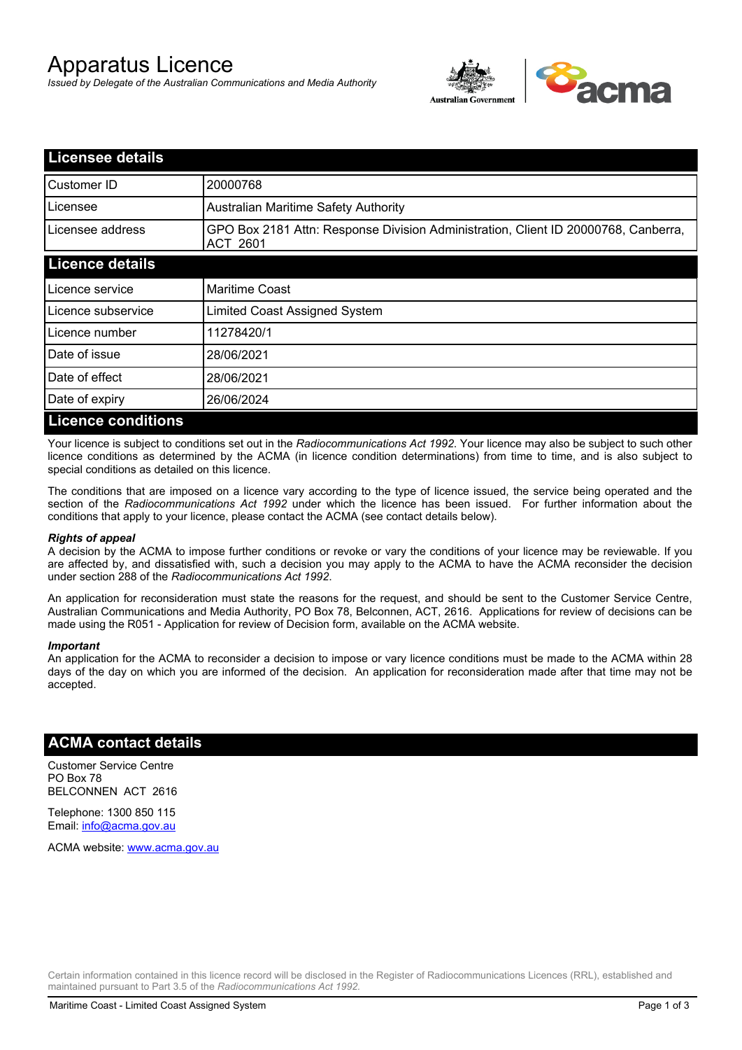# Apparatus Licence

*Issued by Delegate of the Australian Communications and Media Authority*

## Licensee details

| | |
|---|---|
| Customer ID | 20000768 |
| Licensee | Australian Maritime Safety Authority |
| Licensee address | GPO Box 2181 Attn: Response Division Administration, Client ID 20000768, Canberra, ACT 2601 |

## Licence details

| | |
|---|---|
| Licence service | Maritime Coast |
| Licence subservice | Limited Coast Assigned System |
| Licence number | 11278420/1 |
| Date of issue | 28/06/2021 |
| Date of effect | 28/06/2021 |
| Date of expiry | 26/06/2024 |

## Licence conditions

Your licence is subject to conditions set out in the *Radiocommunications Act 1992*. Your licence may also be subject to such other licence conditions as determined by the ACMA (in licence condition determinations) from time to time, and is also subject to special conditions as detailed on this licence.

The conditions that are imposed on a licence vary according to the type of licence issued, the service being operated and the section of the *Radiocommunications Act 1992* under which the licence has been issued. For further information about the conditions that apply to your licence, please contact the ACMA (see contact details below).

***Rights of appeal***

A decision by the ACMA to impose further conditions or revoke or vary the conditions of your licence may be reviewable. If you are affected by, and dissatisfied with, such a decision you may apply to the ACMA to have the ACMA reconsider the decision under section 288 of the *Radiocommunications Act 1992*.

An application for reconsideration must state the reasons for the request, and should be sent to the Customer Service Centre, Australian Communications and Media Authority, PO Box 78, Belconnen, ACT, 2616. Applications for review of decisions can be made using the R051 - Application for review of Decision form, available on the ACMA website.

***Important***

An application for the ACMA to reconsider a decision to impose or vary licence conditions must be made to the ACMA within 28 days of the day on which you are informed of the decision. An application for reconsideration made after that time may not be accepted.

## ACMA contact details

Customer Service Centre
PO Box 78
BELCONNEN ACT 2616

Telephone: 1300 850 115
Email: info@acma.gov.au

ACMA website: www.acma.gov.au

Certain information contained in this licence record will be disclosed in the Register of Radiocommunications Licences (RRL), established and maintained pursuant to Part 3.5 of the *Radiocommunications Act 1992.*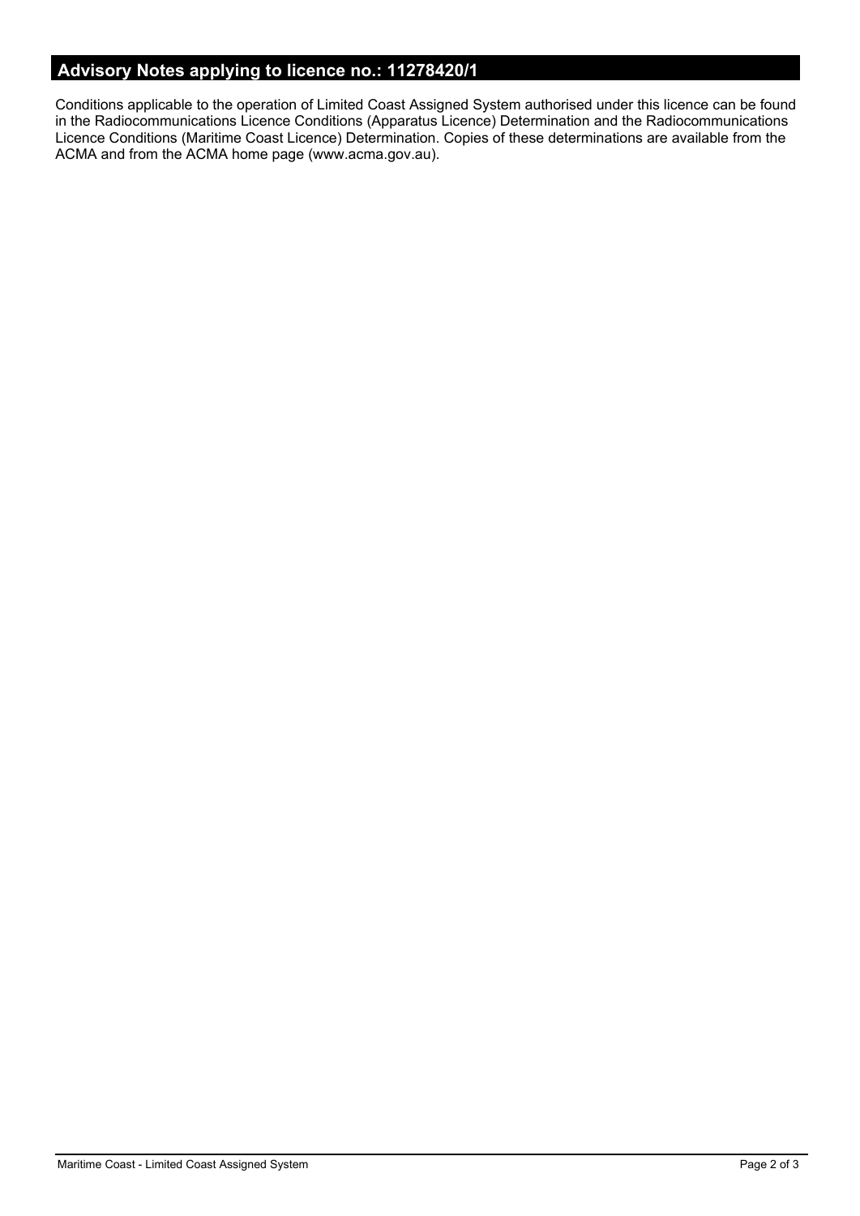## Advisory Notes applying to licence no.: 11278420/1

Conditions applicable to the operation of Limited Coast Assigned System authorised under this licence can be found in the Radiocommunications Licence Conditions (Apparatus Licence) Determination and the Radiocommunications Licence Conditions (Maritime Coast Licence) Determination. Copies of these determinations are available from the ACMA and from the ACMA home page (www.acma.gov.au).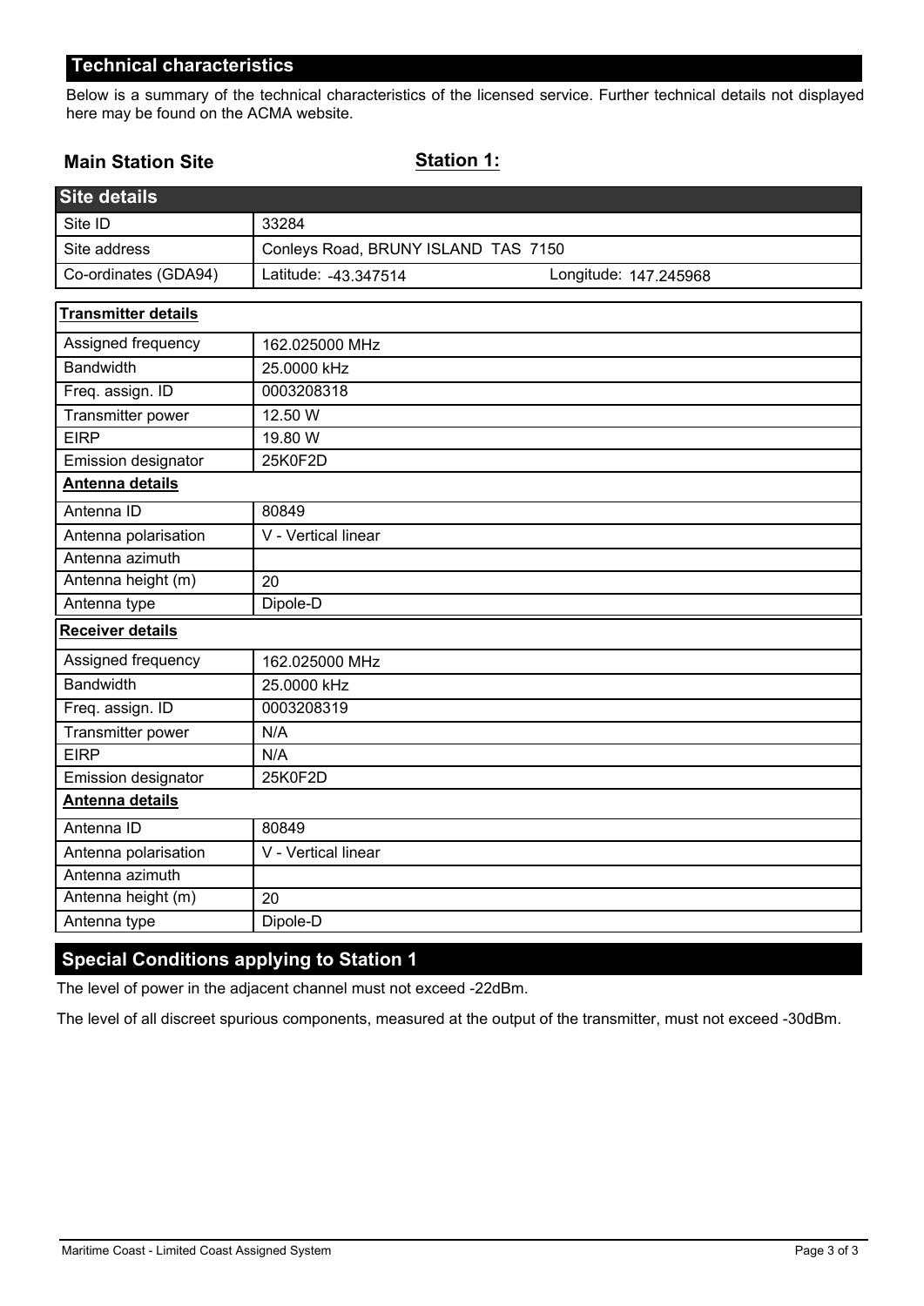## Technical characteristics

Below is a summary of the technical characteristics of the licensed service. Further technical details not displayed here may be found on the ACMA website.

**Main Station Site** **Station 1:**

| Site details | |
|---|---|
| Site ID | 33284 |
| Site address | Conleys Road, BRUNY ISLAND TAS 7150 |
| Co-ordinates (GDA94) | Latitude: -43.347514 Longitude: 147.245968 |

| Transmitter details | |
|---|---|
| Assigned frequency | 162.025000 MHz |
| Bandwidth | 25.0000 kHz |
| Freq. assign. ID | 0003208318 |
| Transmitter power | 12.50 W |
| EIRP | 19.80 W |
| Emission designator | 25K0F2D |
| **Antenna details** | |
| Antenna ID | 80849 |
| Antenna polarisation | V - Vertical linear |
| Antenna azimuth | |
| Antenna height (m) | 20 |
| Antenna type | Dipole-D |

| Receiver details | |
|---|---|
| Assigned frequency | 162.025000 MHz |
| Bandwidth | 25.0000 kHz |
| Freq. assign. ID | 0003208319 |
| Transmitter power | N/A |
| EIRP | N/A |
| Emission designator | 25K0F2D |
| **Antenna details** | |
| Antenna ID | 80849 |
| Antenna polarisation | V - Vertical linear |
| Antenna azimuth | |
| Antenna height (m) | 20 |
| Antenna type | Dipole-D |

## Special Conditions applying to Station 1

The level of power in the adjacent channel must not exceed -22dBm.

The level of all discreet spurious components, measured at the output of the transmitter, must not exceed -30dBm.